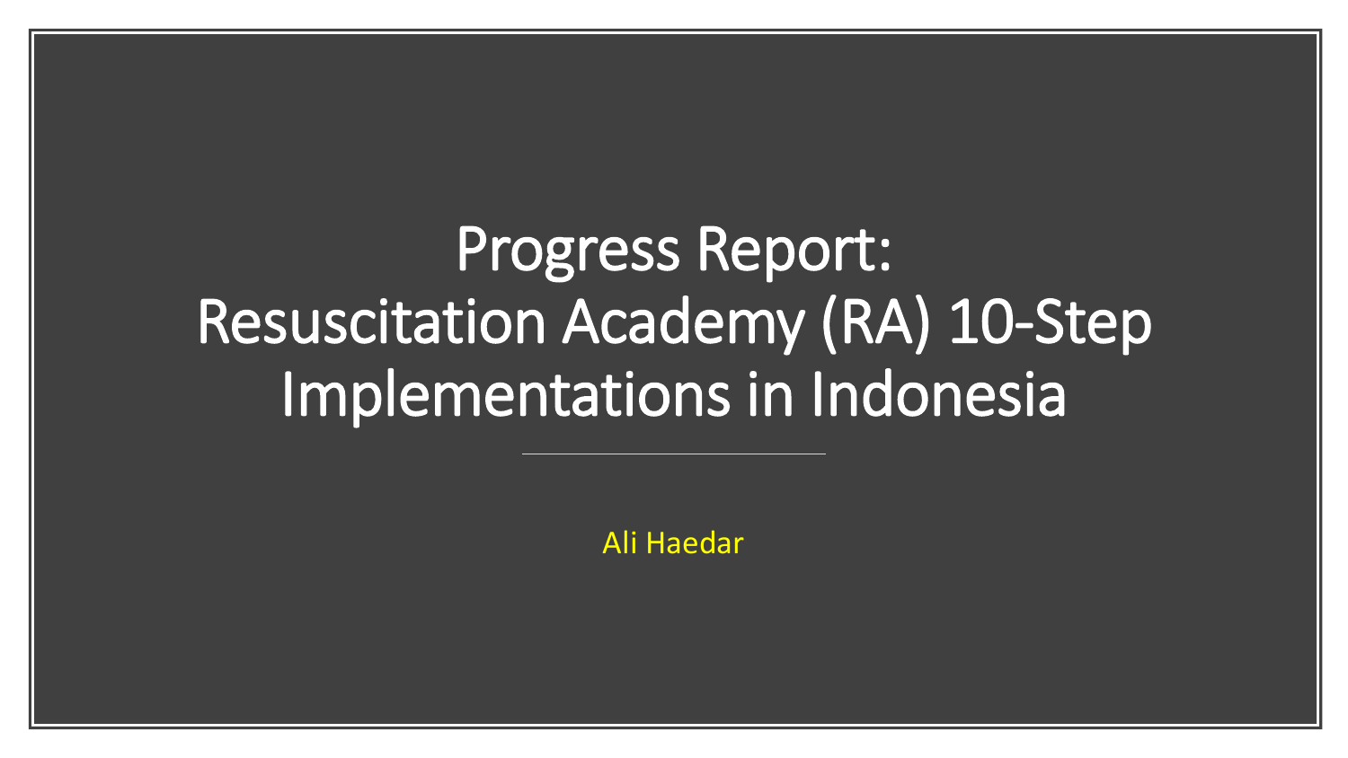# Progress Report: Resuscitation Academy (RA) 10-Step Implementations in Indonesia

Ali Haedar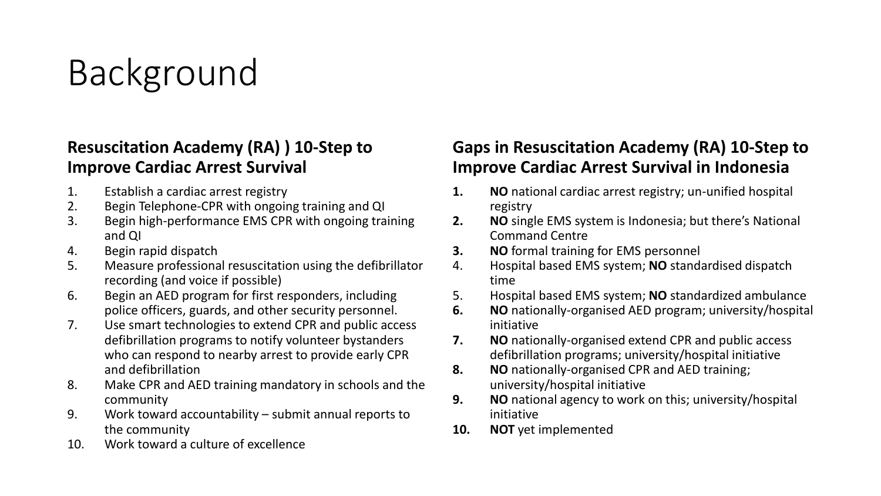# Background

### Resuscitation Academy (RA) ) 10-Step to Improve Cardiac Arrest Survival

1. Establish a cardiac arrest registry
2. Begin Telephone-CPR with ongoing training and QI
3. Begin high-performance EMS CPR with ongoing training and QI
4. Begin rapid dispatch
5. Measure professional resuscitation using the defibrillator recording (and voice if possible)
6. Begin an AED program for first responders, including police officers, guards, and other security personnel.
7. Use smart technologies to extend CPR and public access defibrillation programs to notify volunteer bystanders who can respond to nearby arrest to provide early CPR and defibrillation
8. Make CPR and AED training mandatory in schools and the community
9. Work toward accountability – submit annual reports to the community
10. Work toward a culture of excellence

### Gaps in Resuscitation Academy (RA) 10-Step to Improve Cardiac Arrest Survival in Indonesia

**1.** **NO** national cardiac arrest registry; un-unified hospital registry
**2.** **NO** single EMS system is Indonesia; but there's National Command Centre
**3.** **NO** formal training for EMS personnel
4. Hospital based EMS system; **NO** standardised dispatch time
5. Hospital based EMS system; **NO** standardized ambulance
**6.** **NO** nationally-organised AED program; university/hospital initiative
**7.** **NO** nationally-organised extend CPR and public access defibrillation programs; university/hospital initiative
**8.** **NO** nationally-organised CPR and AED training; university/hospital initiative
**9.** **NO** national agency to work on this; university/hospital initiative
**10.** **NOT** yet implemented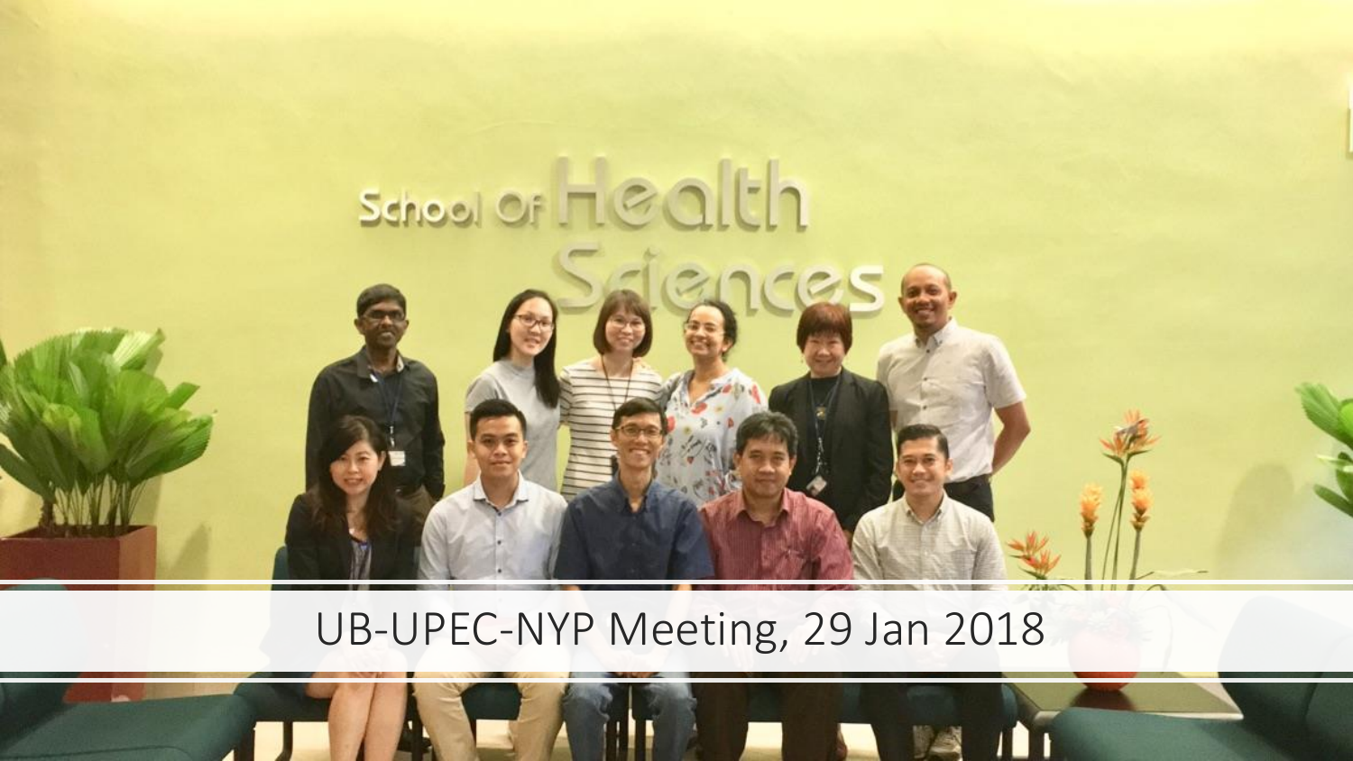UB-UPEC-NYP Meeting, 29 Jan 2018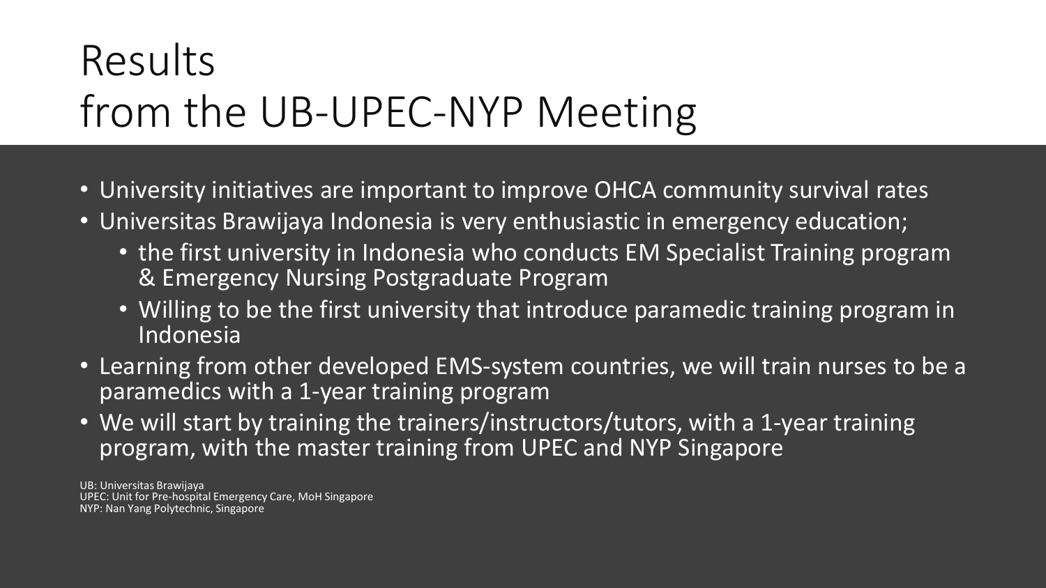# Results from the UB-UPEC-NYP Meeting

- University initiatives are important to improve OHCA community survival rates
- Universitas Brawijaya Indonesia is very enthusiastic in emergency education;
  - the first university in Indonesia who conducts EM Specialist Training program & Emergency Nursing Postgraduate Program
  - Willing to be the first university that introduce paramedic training program in Indonesia
- Learning from other developed EMS-system countries, we will train nurses to be a paramedics with a 1-year training program
- We will start by training the trainers/instructors/tutors, with a 1-year training program, with the master training from UPEC and NYP Singapore

UB: Universitas Brawijaya
UPEC: Unit for Pre-hospital Emergency Care, MoH Singapore
NYP: Nan Yang Polytechnic, Singapore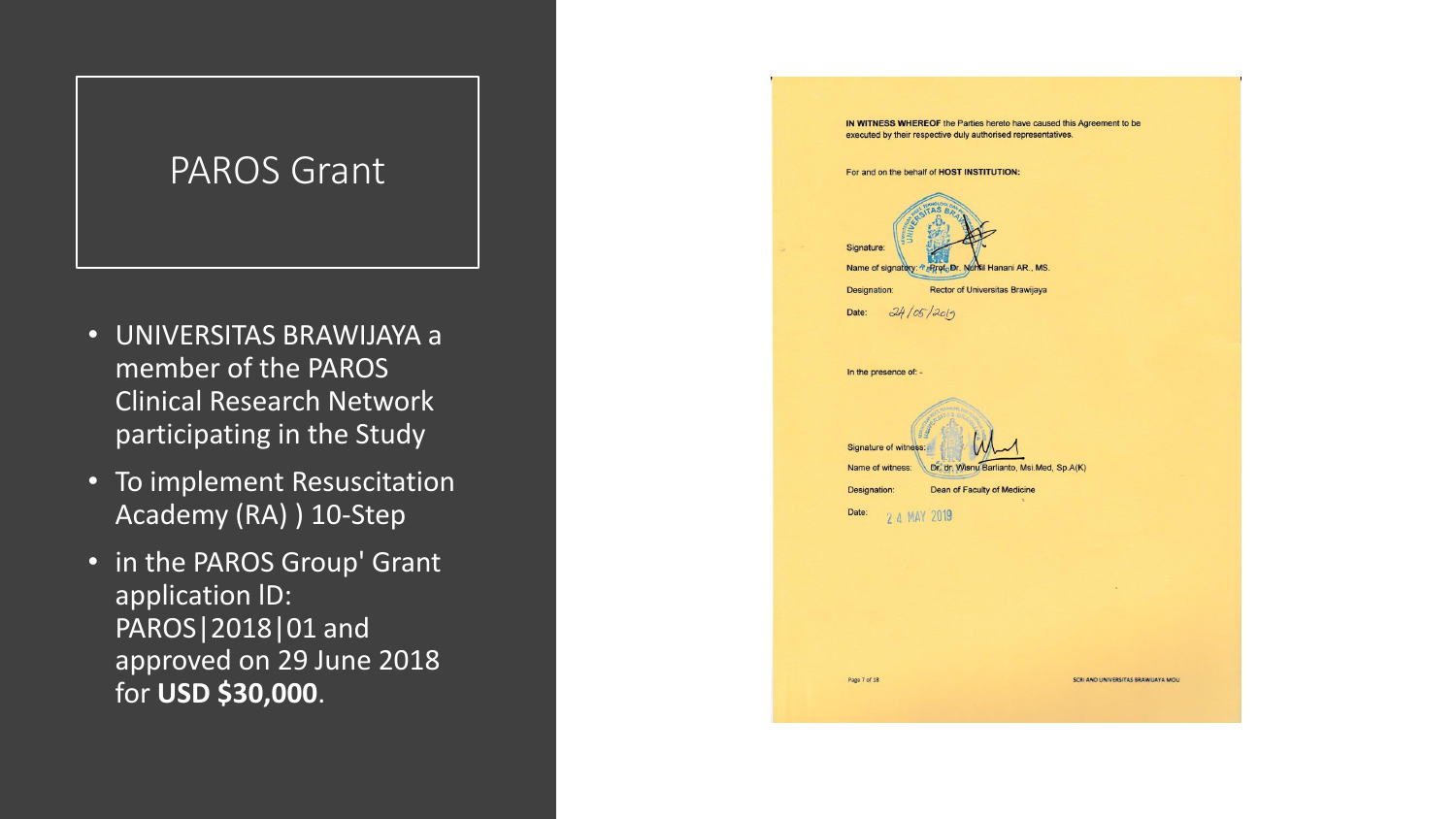# PAROS Grant

- UNIVERSITAS BRAWIJAYA a member of the PAROS Clinical Research Network participating in the Study
- To implement Resuscitation Academy (RA) ) 10-Step
- in the PAROS Group' Grant application ID: PAROS|2018|01 and approved on 29 June 2018 for **USD $30,000**.

**IN WITNESS WHEREOF** the Parties hereto have caused this Agreement to be executed by their respective duly authorised representatives.

For and on the behalf of **HOST INSTITUTION:**

Signature:

Name of signatory: Prof. Dr. Nuhfil Hanani AR., MS.

Designation: Rector of Universitas Brawijaya

Date: 24/05/2019

In the presence of: -

Signature of witness:

Name of witness: Dr. dr. Wisnu Barlianto, Msi.Med, Sp.A(K)

Designation: Dean of Faculty of Medicine

Date: 24 MAY 2019

Page 7 of 18

SCRI AND UNIVERSITAS BRAWIJAYA MOU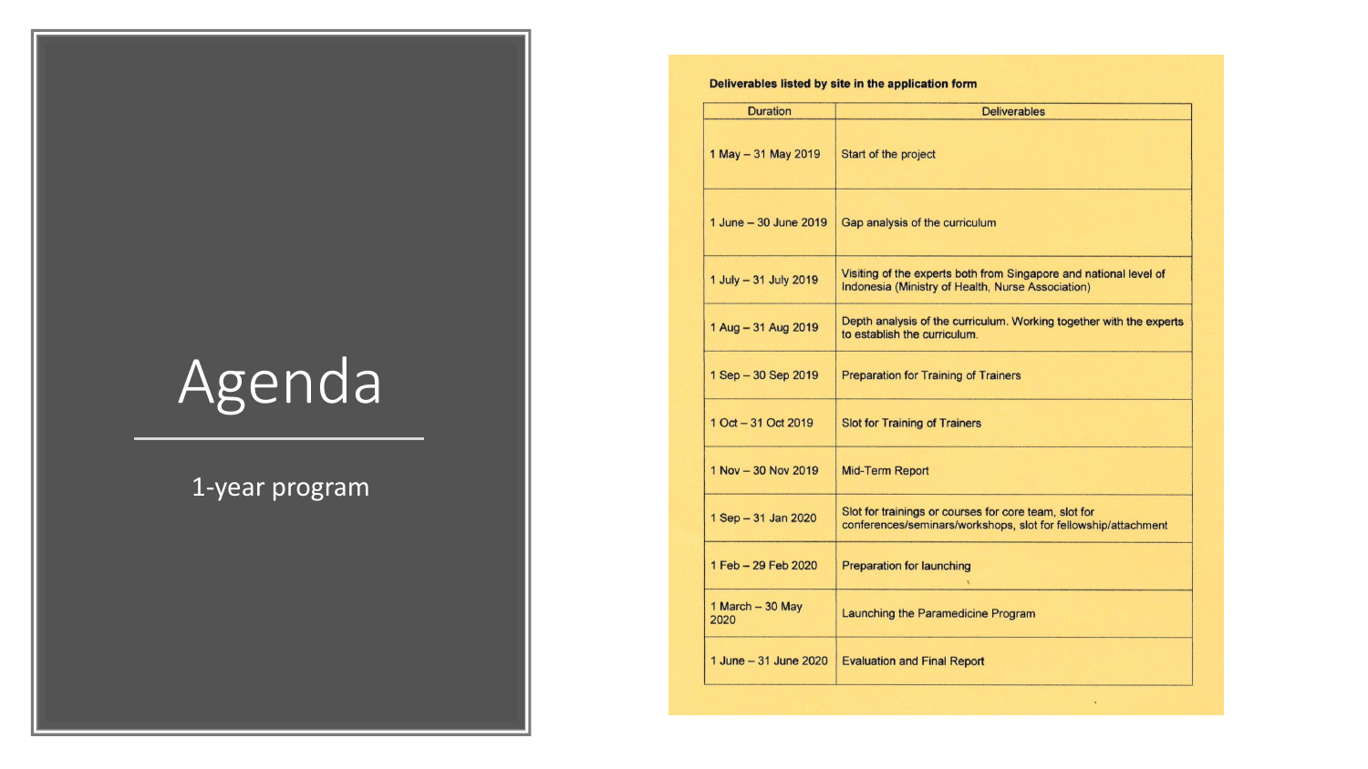# Agenda

1-year program

**Deliverables listed by site in the application form**

| Duration | Deliverables |
|---|---|
| 1 May – 31 May 2019 | Start of the project |
| 1 June – 30 June 2019 | Gap analysis of the curriculum |
| 1 July – 31 July 2019 | Visiting of the experts both from Singapore and national level of Indonesia (Ministry of Health, Nurse Association) |
| 1 Aug – 31 Aug 2019 | Depth analysis of the curriculum. Working together with the experts to establish the curriculum. |
| 1 Sep – 30 Sep 2019 | Preparation for Training of Trainers |
| 1 Oct – 31 Oct 2019 | Slot for Training of Trainers |
| 1 Nov – 30 Nov 2019 | Mid-Term Report |
| 1 Sep – 31 Jan 2020 | Slot for trainings or courses for core team, slot for conferences/seminars/workshops, slot for fellowship/attachment |
| 1 Feb – 29 Feb 2020 | Preparation for launching |
| 1 March – 30 May 2020 | Launching the Paramedicine Program |
| 1 June – 31 June 2020 | Evaluation and Final Report |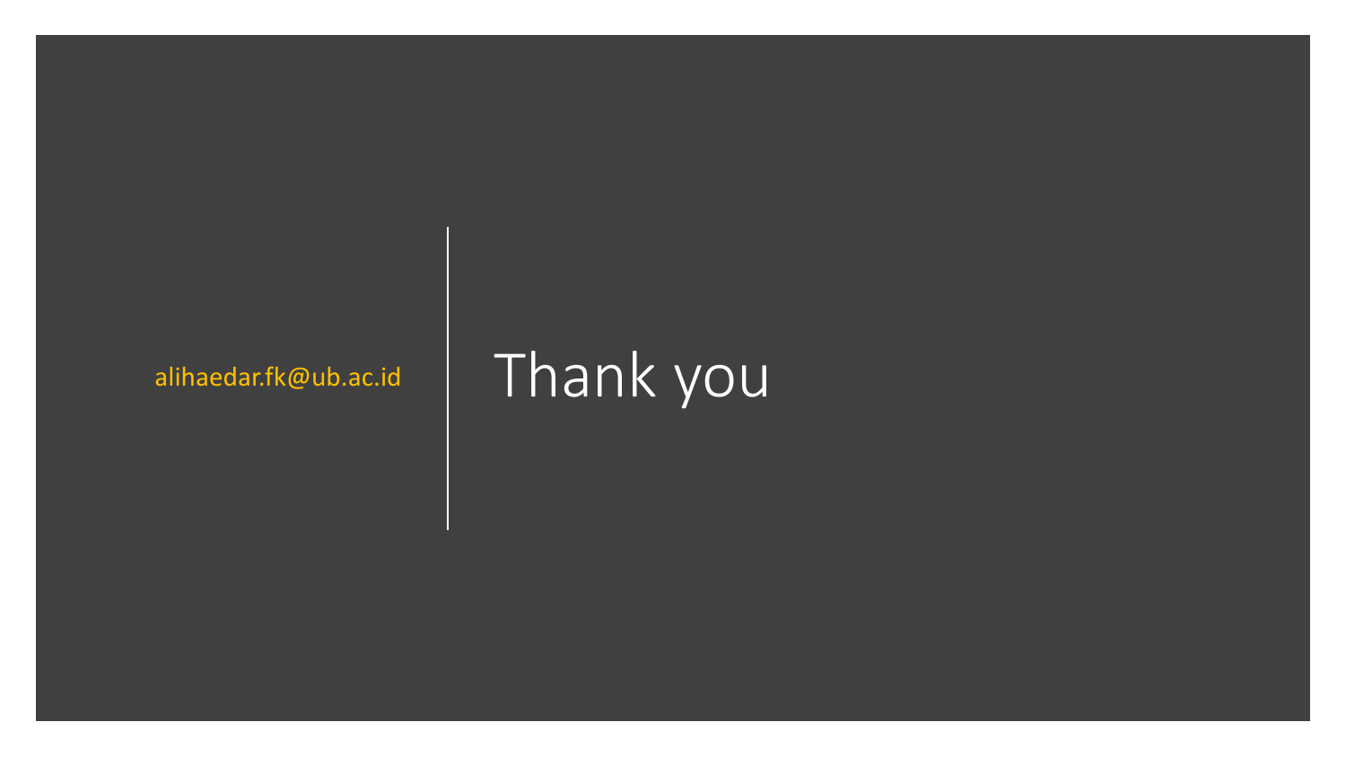alihaedar.fk@ub.ac.id

# Thank you